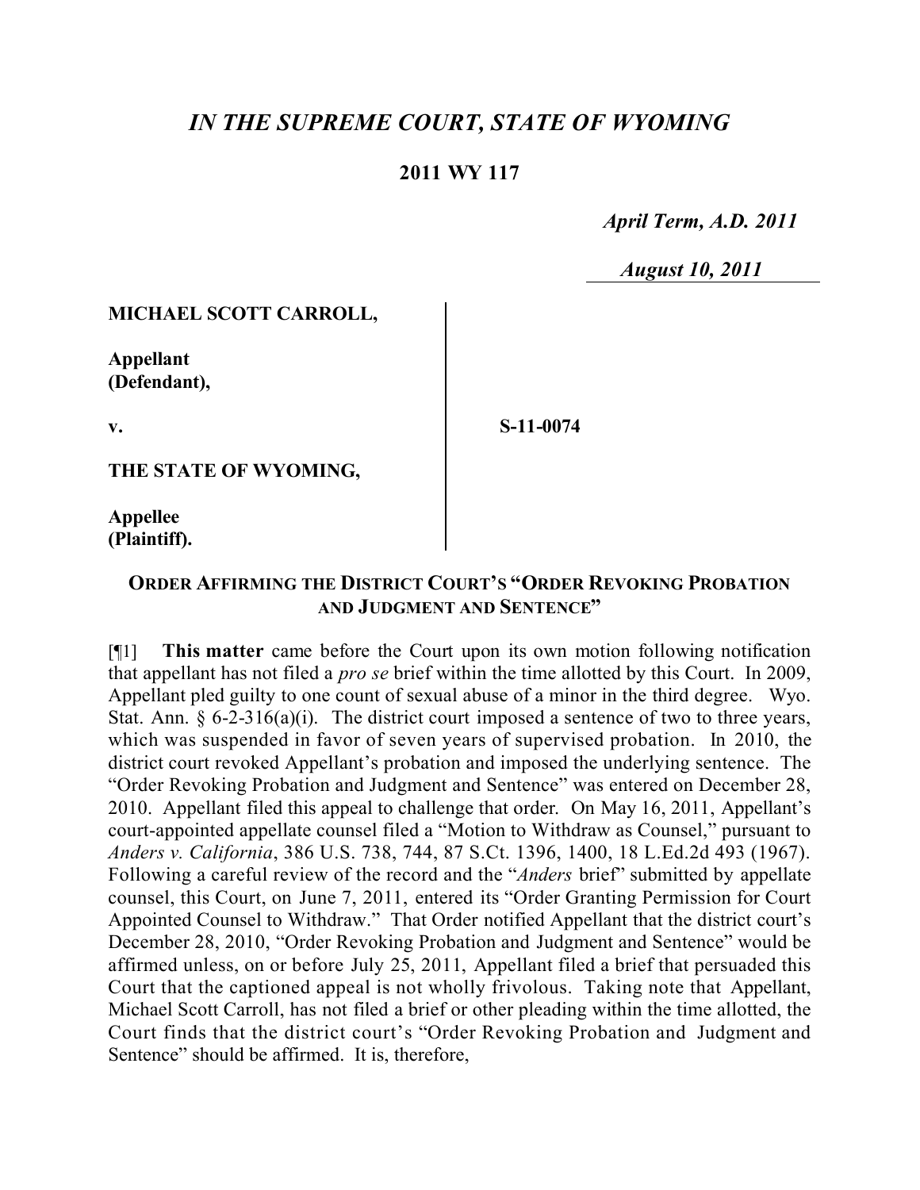# *IN THE SUPREME COURT, STATE OF WYOMING*

**2011 WY 117**

*April Term, A.D. 2011*

*August 10, 2011*

| | |
|---|---|
| **MICHAEL SCOTT CARROLL,** | |
| **Appellant (Defendant),** | |
| **v.** | **S-11-0074** |
| **THE STATE OF WYOMING,** | |
| **Appellee (Plaintiff).** | |

**ORDER AFFIRMING THE DISTRICT COURT'S "ORDER REVOKING PROBATION AND JUDGMENT AND SENTENCE"**

[¶1] **This matter** came before the Court upon its own motion following notification that appellant has not filed a *pro se* brief within the time allotted by this Court. In 2009, Appellant pled guilty to one count of sexual abuse of a minor in the third degree. Wyo. Stat. Ann. § 6-2-316(a)(i). The district court imposed a sentence of two to three years, which was suspended in favor of seven years of supervised probation. In 2010, the district court revoked Appellant's probation and imposed the underlying sentence. The "Order Revoking Probation and Judgment and Sentence" was entered on December 28, 2010. Appellant filed this appeal to challenge that order. On May 16, 2011, Appellant's court-appointed appellate counsel filed a "Motion to Withdraw as Counsel," pursuant to *Anders v. California*, 386 U.S. 738, 744, 87 S.Ct. 1396, 1400, 18 L.Ed.2d 493 (1967). Following a careful review of the record and the "*Anders* brief" submitted by appellate counsel, this Court, on June 7, 2011, entered its "Order Granting Permission for Court Appointed Counsel to Withdraw." That Order notified Appellant that the district court's December 28, 2010, "Order Revoking Probation and Judgment and Sentence" would be affirmed unless, on or before July 25, 2011, Appellant filed a brief that persuaded this Court that the captioned appeal is not wholly frivolous. Taking note that Appellant, Michael Scott Carroll, has not filed a brief or other pleading within the time allotted, the Court finds that the district court's "Order Revoking Probation and Judgment and Sentence" should be affirmed. It is, therefore,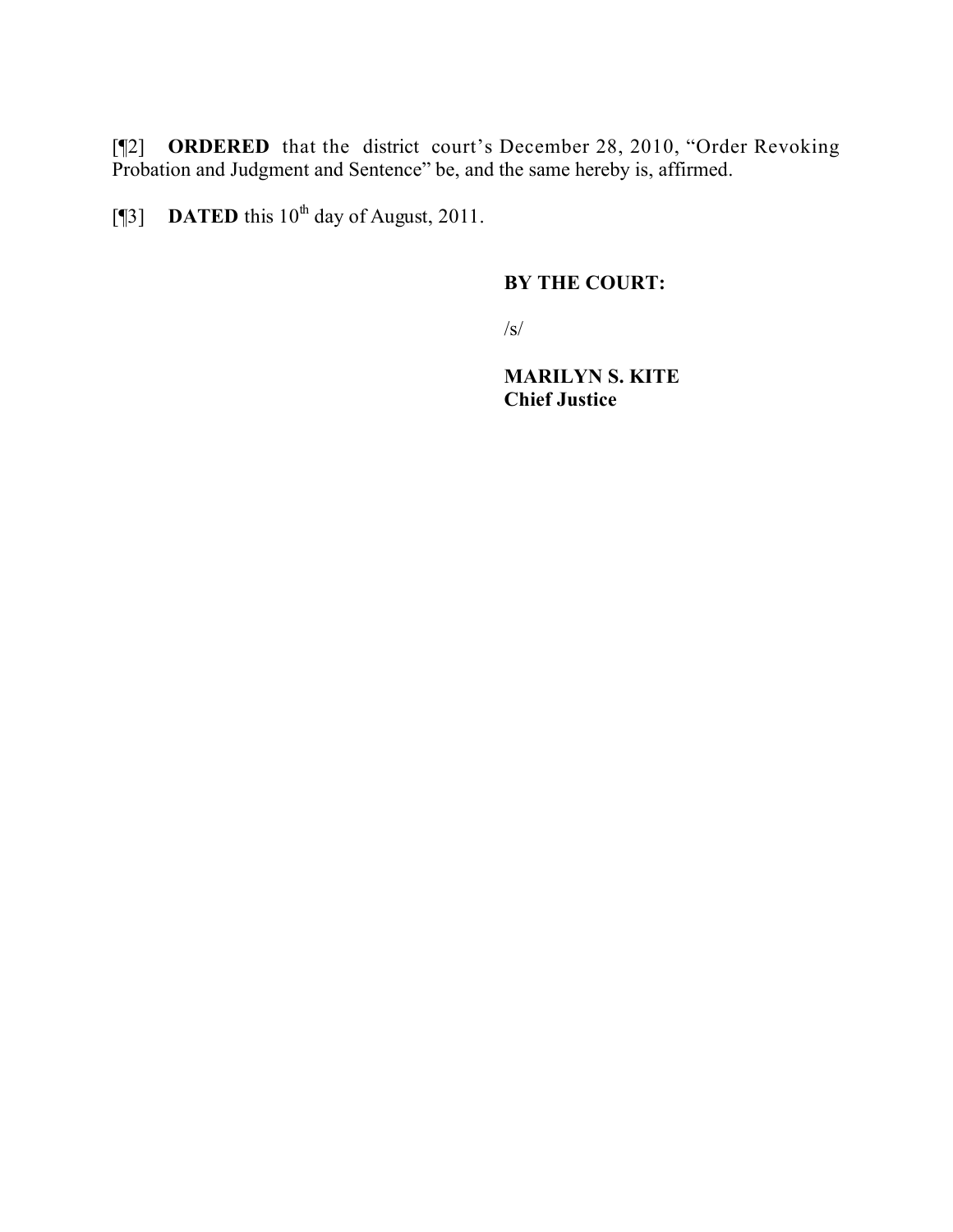[¶2] **ORDERED** that the district court's December 28, 2010, "Order Revoking Probation and Judgment and Sentence" be, and the same hereby is, affirmed.

[¶3] **DATED** this 10th day of August, 2011.

**BY THE COURT:**

/s/

**MARILYN S. KITE**
**Chief Justice**